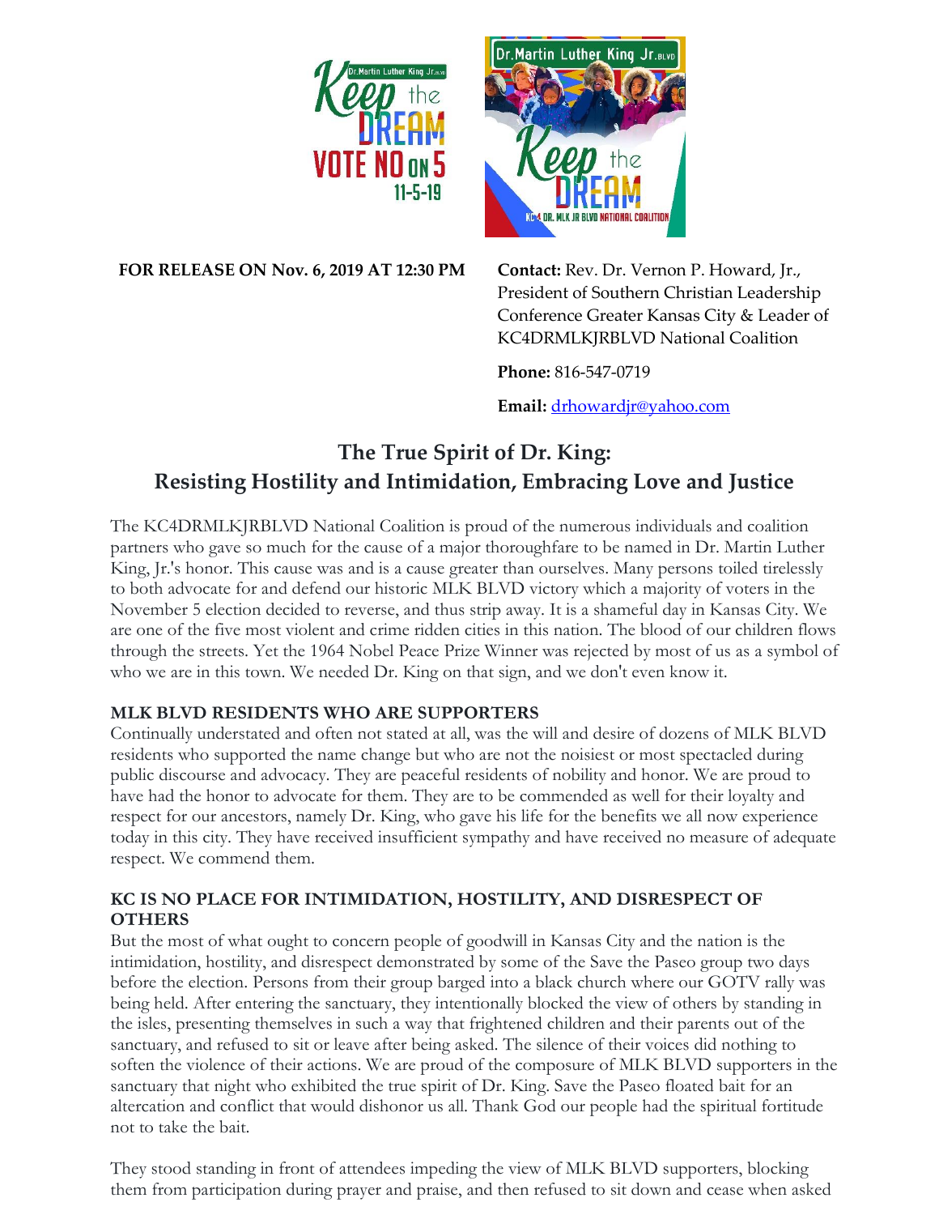**FOR RELEASE ON Nov. 6, 2019 AT 12:30 PM**

**Contact:** Rev. Dr. Vernon P. Howard, Jr., President of Southern Christian Leadership Conference Greater Kansas City & Leader of KC4DRMLKJRBLVD National Coalition

**Phone:** 816-547-0719

**Email:** drhowardjr@yahoo.com

## The True Spirit of Dr. King: Resisting Hostility and Intimidation, Embracing Love and Justice

The KC4DRMLKJRBLVD National Coalition is proud of the numerous individuals and coalition partners who gave so much for the cause of a major thoroughfare to be named in Dr. Martin Luther King, Jr.'s honor. This cause was and is a cause greater than ourselves. Many persons toiled tirelessly to both advocate for and defend our historic MLK BLVD victory which a majority of voters in the November 5 election decided to reverse, and thus strip away. It is a shameful day in Kansas City. We are one of the five most violent and crime ridden cities in this nation. The blood of our children flows through the streets. Yet the 1964 Nobel Peace Prize Winner was rejected by most of us as a symbol of who we are in this town. We needed Dr. King on that sign, and we don't even know it.

### MLK BLVD RESIDENTS WHO ARE SUPPORTERS

Continually understated and often not stated at all, was the will and desire of dozens of MLK BLVD residents who supported the name change but who are not the noisiest or most spectacled during public discourse and advocacy. They are peaceful residents of nobility and honor. We are proud to have had the honor to advocate for them. They are to be commended as well for their loyalty and respect for our ancestors, namely Dr. King, who gave his life for the benefits we all now experience today in this city. They have received insufficient sympathy and have received no measure of adequate respect. We commend them.

### KC IS NO PLACE FOR INTIMIDATION, HOSTILITY, AND DISRESPECT OF OTHERS

But the most of what ought to concern people of goodwill in Kansas City and the nation is the intimidation, hostility, and disrespect demonstrated by some of the Save the Paseo group two days before the election. Persons from their group barged into a black church where our GOTV rally was being held. After entering the sanctuary, they intentionally blocked the view of others by standing in the isles, presenting themselves in such a way that frightened children and their parents out of the sanctuary, and refused to sit or leave after being asked. The silence of their voices did nothing to soften the violence of their actions. We are proud of the composure of MLK BLVD supporters in the sanctuary that night who exhibited the true spirit of Dr. King. Save the Paseo floated bait for an altercation and conflict that would dishonor us all. Thank God our people had the spiritual fortitude not to take the bait.

They stood standing in front of attendees impeding the view of MLK BLVD supporters, blocking them from participation during prayer and praise, and then refused to sit down and cease when asked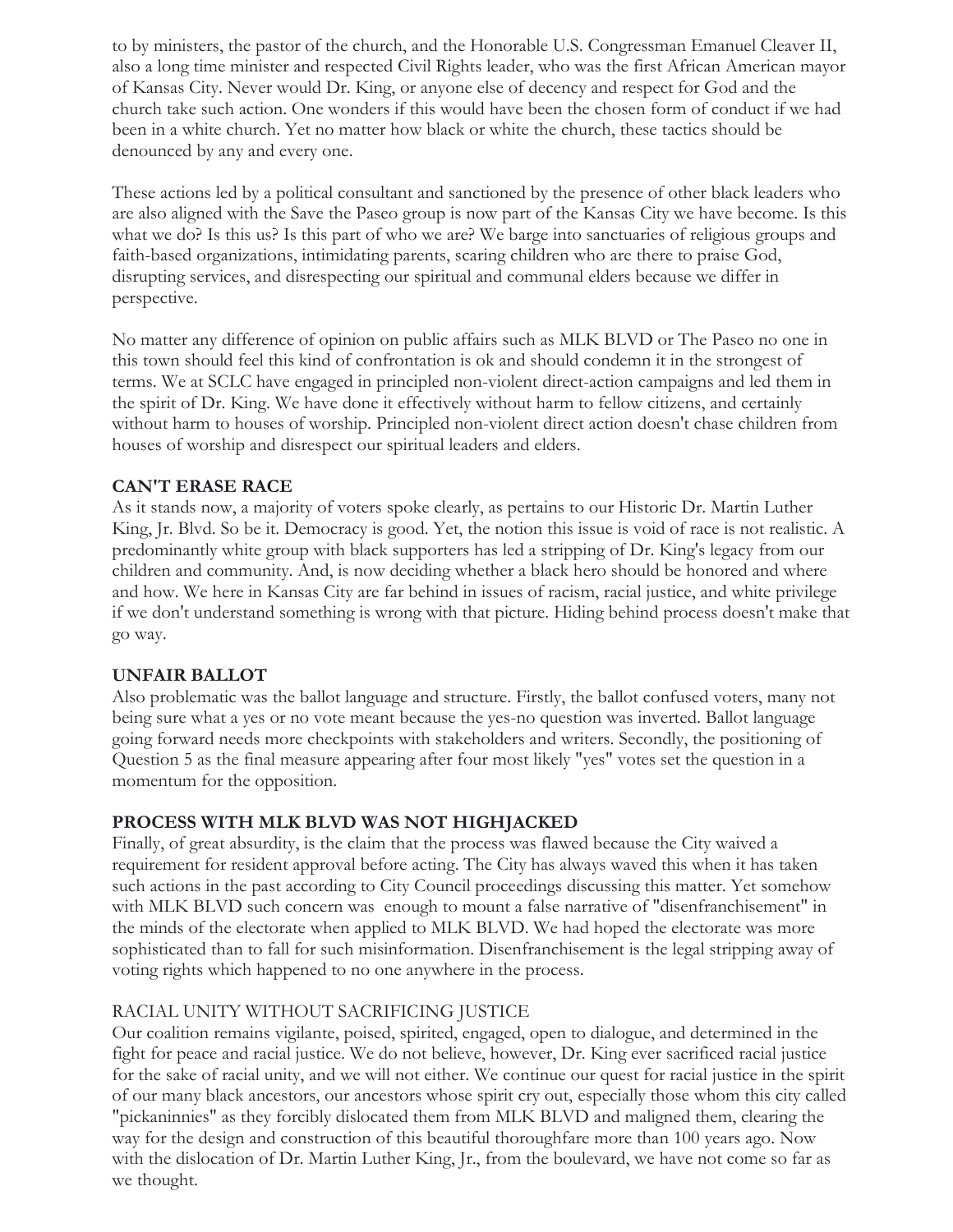to by ministers, the pastor of the church, and the Honorable U.S. Congressman Emanuel Cleaver II, also a long time minister and respected Civil Rights leader, who was the first African American mayor of Kansas City. Never would Dr. King, or anyone else of decency and respect for God and the church take such action. One wonders if this would have been the chosen form of conduct if we had been in a white church. Yet no matter how black or white the church, these tactics should be denounced by any and every one.

These actions led by a political consultant and sanctioned by the presence of other black leaders who are also aligned with the Save the Paseo group is now part of the Kansas City we have become. Is this what we do? Is this us? Is this part of who we are? We barge into sanctuaries of religious groups and faith-based organizations, intimidating parents, scaring children who are there to praise God, disrupting services, and disrespecting our spiritual and communal elders because we differ in perspective.

No matter any difference of opinion on public affairs such as MLK BLVD or The Paseo no one in this town should feel this kind of confrontation is ok and should condemn it in the strongest of terms. We at SCLC have engaged in principled non-violent direct-action campaigns and led them in the spirit of Dr. King. We have done it effectively without harm to fellow citizens, and certainly without harm to houses of worship. Principled non-violent direct action doesn't chase children from houses of worship and disrespect our spiritual leaders and elders.

**CAN'T ERASE RACE**

As it stands now, a majority of voters spoke clearly, as pertains to our Historic Dr. Martin Luther King, Jr. Blvd. So be it. Democracy is good. Yet, the notion this issue is void of race is not realistic. A predominantly white group with black supporters has led a stripping of Dr. King's legacy from our children and community. And, is now deciding whether a black hero should be honored and where and how. We here in Kansas City are far behind in issues of racism, racial justice, and white privilege if we don't understand something is wrong with that picture. Hiding behind process doesn't make that go way.

**UNFAIR BALLOT**

Also problematic was the ballot language and structure. Firstly, the ballot confused voters, many not being sure what a yes or no vote meant because the yes-no question was inverted. Ballot language going forward needs more checkpoints with stakeholders and writers. Secondly, the positioning of Question 5 as the final measure appearing after four most likely "yes" votes set the question in a momentum for the opposition.

**PROCESS WITH MLK BLVD WAS NOT HIGHJACKED**

Finally, of great absurdity, is the claim that the process was flawed because the City waived a requirement for resident approval before acting. The City has always waved this when it has taken such actions in the past according to City Council proceedings discussing this matter. Yet somehow with MLK BLVD such concern was enough to mount a false narrative of "disenfranchisement" in the minds of the electorate when applied to MLK BLVD. We had hoped the electorate was more sophisticated than to fall for such misinformation. Disenfranchisement is the legal stripping away of voting rights which happened to no one anywhere in the process.

RACIAL UNITY WITHOUT SACRIFICING JUSTICE

Our coalition remains vigilante, poised, spirited, engaged, open to dialogue, and determined in the fight for peace and racial justice. We do not believe, however, Dr. King ever sacrificed racial justice for the sake of racial unity, and we will not either. We continue our quest for racial justice in the spirit of our many black ancestors, our ancestors whose spirit cry out, especially those whom this city called "pickaninnies" as they forcibly dislocated them from MLK BLVD and maligned them, clearing the way for the design and construction of this beautiful thoroughfare more than 100 years ago. Now with the dislocation of Dr. Martin Luther King, Jr., from the boulevard, we have not come so far as we thought.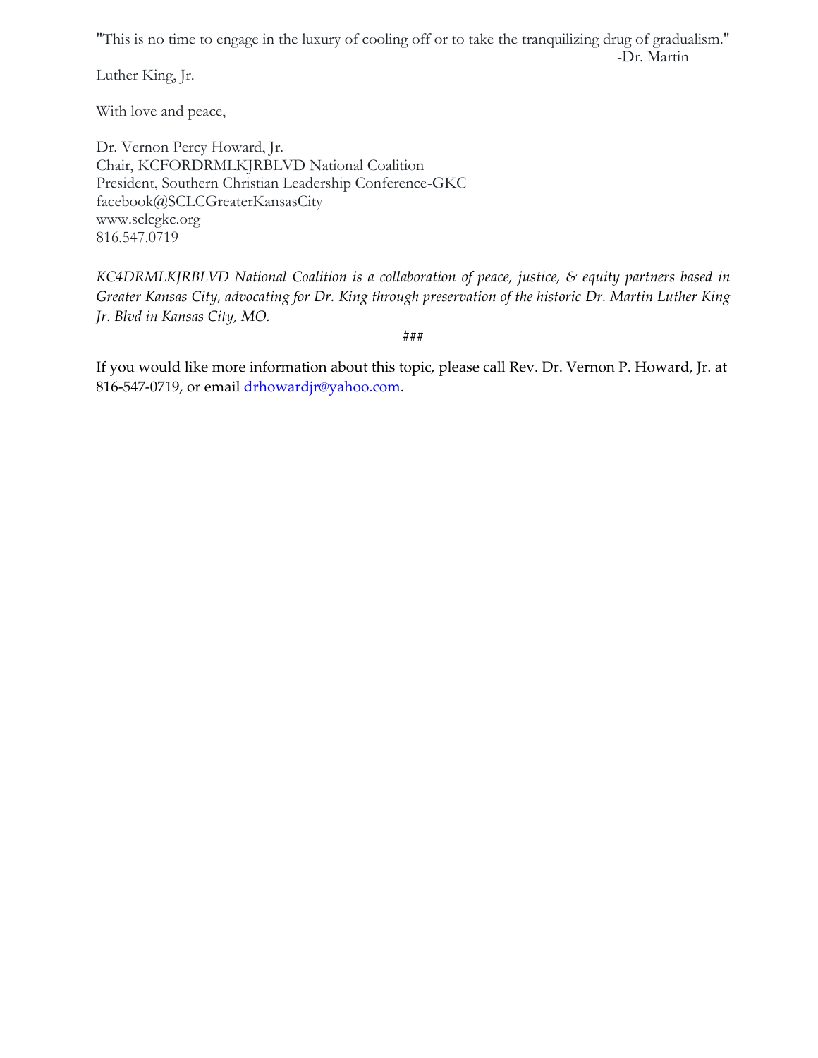"This is no time to engage in the luxury of cooling off or to take the tranquilizing drug of gradualism."
-Dr. Martin Luther King, Jr.

With love and peace,

Dr. Vernon Percy Howard, Jr.
Chair, KCFORDRMLKJRBLVD National Coalition
President, Southern Christian Leadership Conference-GKC
facebook@SCLCGreaterKansasCity
www.sclcgkc.org
816.547.0719

*KC4DRMLKJRBLVD National Coalition is a collaboration of peace, justice, & equity partners based in Greater Kansas City, advocating for Dr. King through preservation of the historic Dr. Martin Luther King Jr. Blvd in Kansas City, MO.*

###

If you would like more information about this topic, please call Rev. Dr. Vernon P. Howard, Jr. at 816-547-0719, or email drhowardjr@yahoo.com.